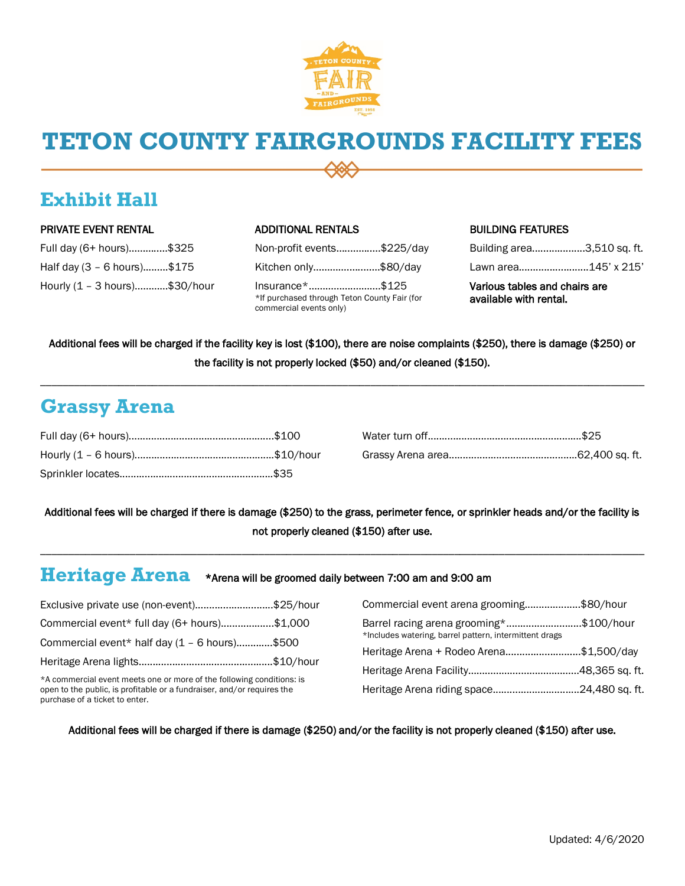# TETON COUNTY FAIRGROUNDS FACILITY FEES

## Exhibit Hall

**PRIVATE EVENT RENTAL**

Full day (6+ hours)..............$325

Half day (3 – 6 hours).........$175

Hourly (1 – 3 hours)............$30/hour

**ADDITIONAL RENTALS**

Non-profit events................$225/day

Kitchen only.........................$80/day

Insurance*..........................$125

*If purchased through Teton County Fair (for commercial events only)

**BUILDING FEATURES**

Building area...................3,510 sq. ft.

Lawn area.........................145' x 215'

**Various tables and chairs are available with rental.**

**Additional fees will be charged if the facility key is lost ($100), there are noise complaints ($250), there is damage ($250) or the facility is not properly locked ($50) and/or cleaned ($150).**

---

## Grassy Arena

Full day (6+ hours)...................................................$100

Hourly (1 – 6 hours).................................................$10/hour

Sprinkler locates......................................................$35

Water turn off......................................................$25

Grassy Arena area.............................................62,400 sq. ft.

**Additional fees will be charged if there is damage ($250) to the grass, perimeter fence, or sprinkler heads and/or the facility is not properly cleaned ($150) after use.**

---

## Heritage Arena

**\*Arena will be groomed daily between 7:00 am and 9:00 am**

Exclusive private use (non-event)............................$25/hour

Commercial event* full day (6+ hours)...................$1,000

Commercial event* half day (1 – 6 hours).............$500

Heritage Arena lights................................................$10/hour

*A commercial event meets one or more of the following conditions: is open to the public, is profitable or a fundraiser, and/or requires the purchase of a ticket to enter.

Commercial event arena grooming....................$80/hour

Barrel racing arena grooming*...........................$100/hour

*Includes watering, barrel pattern, intermittent drags

Heritage Arena + Rodeo Arena...........................$1,500/day

Heritage Arena Facility.......................................48,365 sq. ft.

Heritage Arena riding space...............................24,480 sq. ft.

**Additional fees will be charged if there is damage ($250) and/or the facility is not properly cleaned ($150) after use.**

Updated: 4/6/2020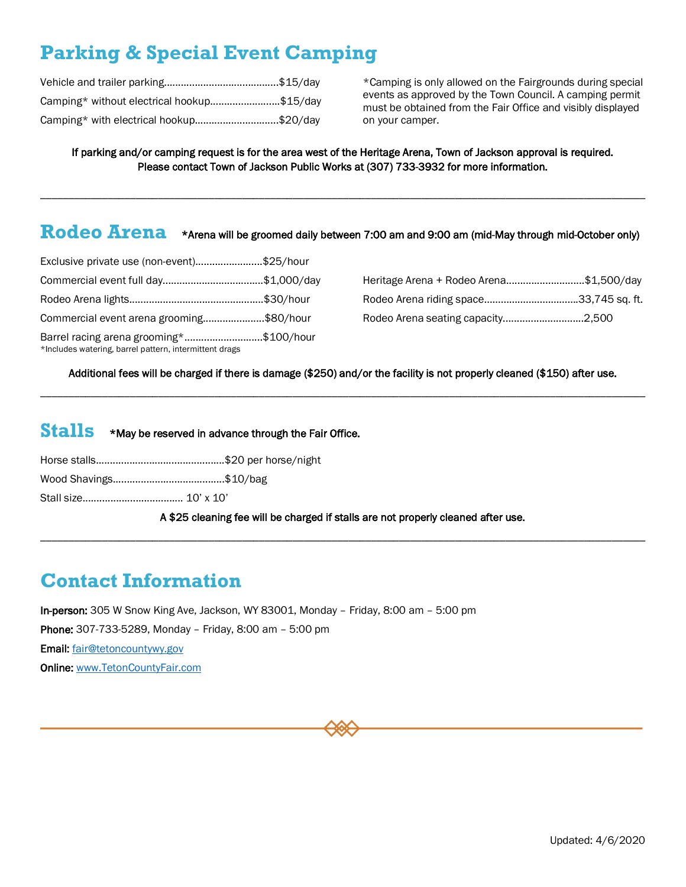## Parking & Special Event Camping

Vehicle and trailer parking........................................$15/day

Camping* without electrical hookup.........................$15/day

Camping* with electrical hookup.............................$20/day

*Camping is only allowed on the Fairgrounds during special events as approved by the Town Council. A camping permit must be obtained from the Fair Office and visibly displayed on your camper.

**If parking and/or camping request is for the area west of the Heritage Arena, Town of Jackson approval is required. Please contact Town of Jackson Public Works at (307) 733-3932 for more information.**

---

## Rodeo Arena

**\*Arena will be groomed daily between 7:00 am and 9:00 am (mid-May through mid-October only)**

Exclusive private use (non-event)........................$25/hour

Commercial event full day...................................$1,000/day

Rodeo Arena lights...............................................$30/hour

Commercial event arena grooming......................$80/hour

Barrel racing arena grooming*............................$100/hour
*Includes watering, barrel pattern, intermittent drags

Heritage Arena + Rodeo Arena............................$1,500/day

Rodeo Arena riding space.................................33,745 sq. ft.

Rodeo Arena seating capacity.............................2,500

**Additional fees will be charged if there is damage ($250) and/or the facility is not properly cleaned ($150) after use.**

---

## Stalls

**\*May be reserved in advance through the Fair Office.**

Horse stalls.............................................$20 per horse/night

Wood Shavings.......................................$10/bag

Stall size................................... 10' x 10'

**A $25 cleaning fee will be charged if stalls are not properly cleaned after use.**

---

## Contact Information

**In-person:** 305 W Snow King Ave, Jackson, WY 83001, Monday – Friday, 8:00 am – 5:00 pm

**Phone:** 307-733-5289, Monday – Friday, 8:00 am – 5:00 pm

**Email:** fair@tetoncountywy.gov

**Online:** www.TetonCountyFair.com

Updated: 4/6/2020